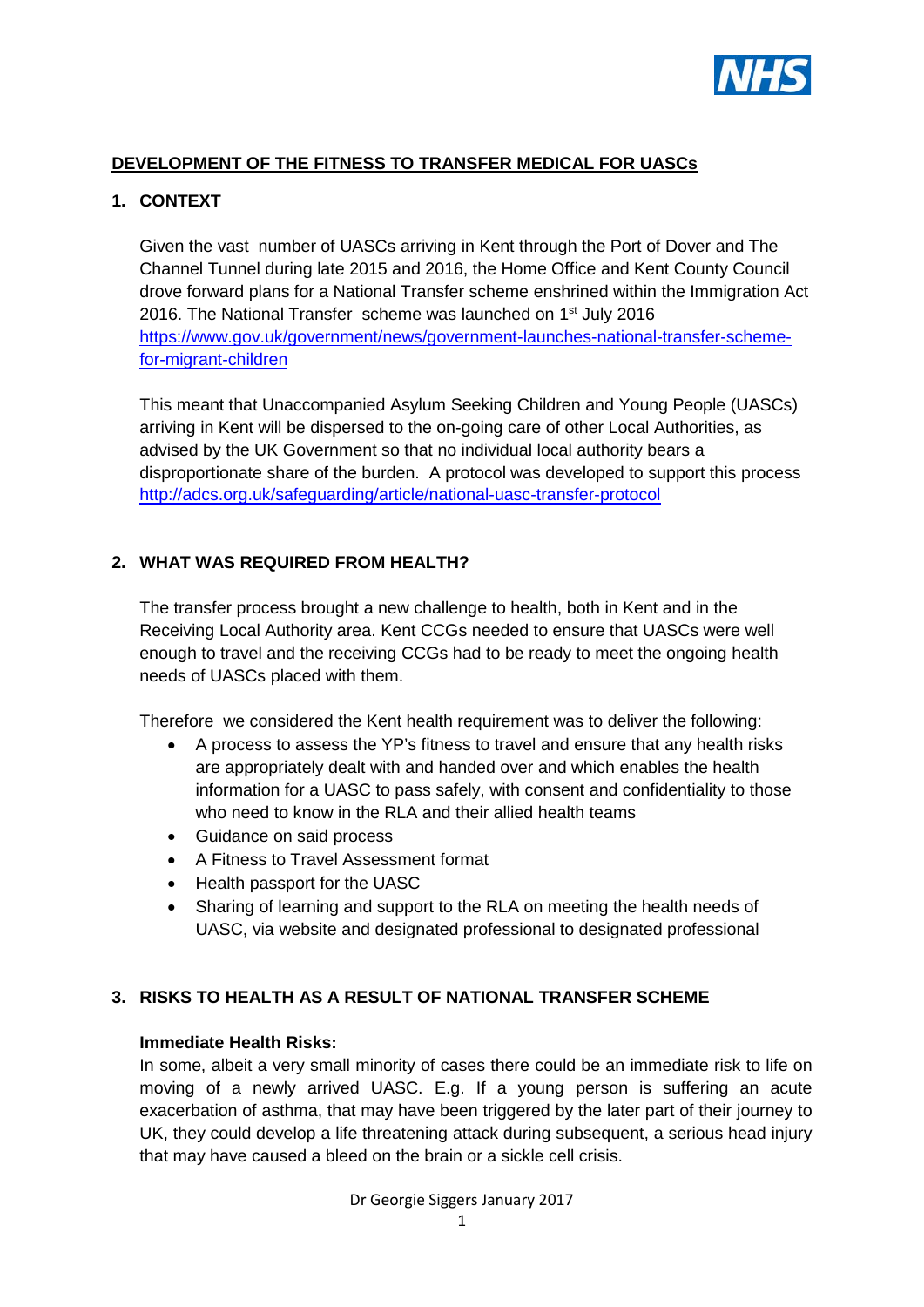## DEVELOPMENT OF THE FITNESS TO TRANSFER MEDICAL FOR UASCs

### 1. CONTEXT

Given the vast number of UASCs arriving in Kent through the Port of Dover and The Channel Tunnel during late 2015 and 2016, the Home Office and Kent County Council drove forward plans for a National Transfer scheme enshrined within the Immigration Act 2016. The National Transfer scheme was launched on 1st July 2016 [https://www.gov.uk/government/news/government-launches-national-transfer-scheme-for-migrant-children](https://www.gov.uk/government/news/government-launches-national-transfer-scheme-for-migrant-children)

This meant that Unaccompanied Asylum Seeking Children and Young People (UASCs) arriving in Kent will be dispersed to the on-going care of other Local Authorities, as advised by the UK Government so that no individual local authority bears a disproportionate share of the burden. A protocol was developed to support this process [http://adcs.org.uk/safeguarding/article/national-uasc-transfer-protocol](http://adcs.org.uk/safeguarding/article/national-uasc-transfer-protocol)

### 2. WHAT WAS REQUIRED FROM HEALTH?

The transfer process brought a new challenge to health, both in Kent and in the Receiving Local Authority area. Kent CCGs needed to ensure that UASCs were well enough to travel and the receiving CCGs had to be ready to meet the ongoing health needs of UASCs placed with them.

Therefore we considered the Kent health requirement was to deliver the following:

- A process to assess the YP's fitness to travel and ensure that any health risks are appropriately dealt with and handed over and which enables the health information for a UASC to pass safely, with consent and confidentiality to those who need to know in the RLA and their allied health teams
- Guidance on said process
- A Fitness to Travel Assessment format
- Health passport for the UASC
- Sharing of learning and support to the RLA on meeting the health needs of UASC, via website and designated professional to designated professional

### 3. RISKS TO HEALTH AS A RESULT OF NATIONAL TRANSFER SCHEME

**Immediate Health Risks:**

In some, albeit a very small minority of cases there could be an immediate risk to life on moving of a newly arrived UASC. E.g. If a young person is suffering an acute exacerbation of asthma, that may have been triggered by the later part of their journey to UK, they could develop a life threatening attack during subsequent, a serious head injury that may have caused a bleed on the brain or a sickle cell crisis.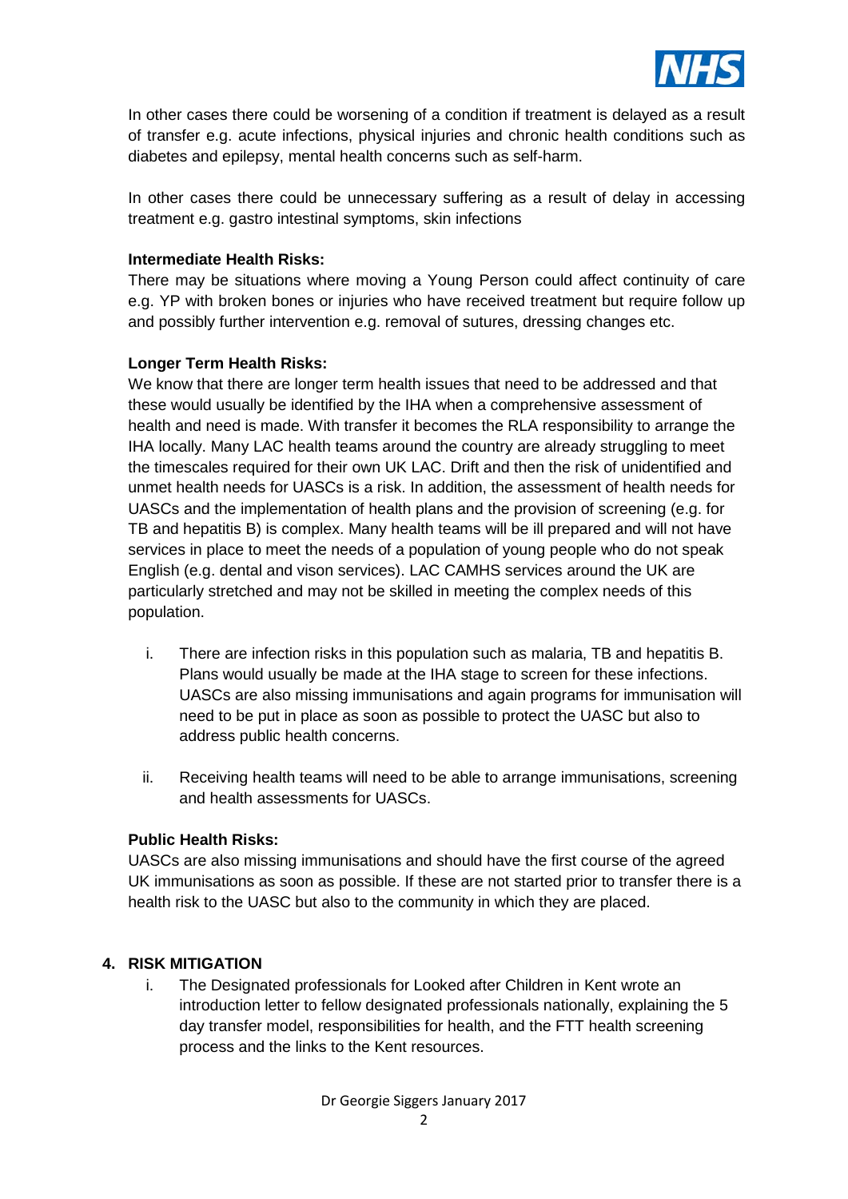In other cases there could be worsening of a condition if treatment is delayed as a result of transfer e.g. acute infections, physical injuries and chronic health conditions such as diabetes and epilepsy, mental health concerns such as self-harm.

In other cases there could be unnecessary suffering as a result of delay in accessing treatment e.g. gastro intestinal symptoms, skin infections

**Intermediate Health Risks:**
There may be situations where moving a Young Person could affect continuity of care e.g. YP with broken bones or injuries who have received treatment but require follow up and possibly further intervention e.g. removal of sutures, dressing changes etc.

**Longer Term Health Risks:**
We know that there are longer term health issues that need to be addressed and that these would usually be identified by the IHA when a comprehensive assessment of health and need is made. With transfer it becomes the RLA responsibility to arrange the IHA locally. Many LAC health teams around the country are already struggling to meet the timescales required for their own UK LAC. Drift and then the risk of unidentified and unmet health needs for UASCs is a risk. In addition, the assessment of health needs for UASCs and the implementation of health plans and the provision of screening (e.g. for TB and hepatitis B) is complex. Many health teams will be ill prepared and will not have services in place to meet the needs of a population of young people who do not speak English (e.g. dental and vison services). LAC CAMHS services around the UK are particularly stretched and may not be skilled in meeting the complex needs of this population.

i. There are infection risks in this population such as malaria, TB and hepatitis B. Plans would usually be made at the IHA stage to screen for these infections. UASCs are also missing immunisations and again programs for immunisation will need to be put in place as soon as possible to protect the UASC but also to address public health concerns.

ii. Receiving health teams will need to be able to arrange immunisations, screening and health assessments for UASCs.

**Public Health Risks:**
UASCs are also missing immunisations and should have the first course of the agreed UK immunisations as soon as possible. If these are not started prior to transfer there is a health risk to the UASC but also to the community in which they are placed.

## 4. RISK MITIGATION

i. The Designated professionals for Looked after Children in Kent wrote an introduction letter to fellow designated professionals nationally, explaining the 5 day transfer model, responsibilities for health, and the FTT health screening process and the links to the Kent resources.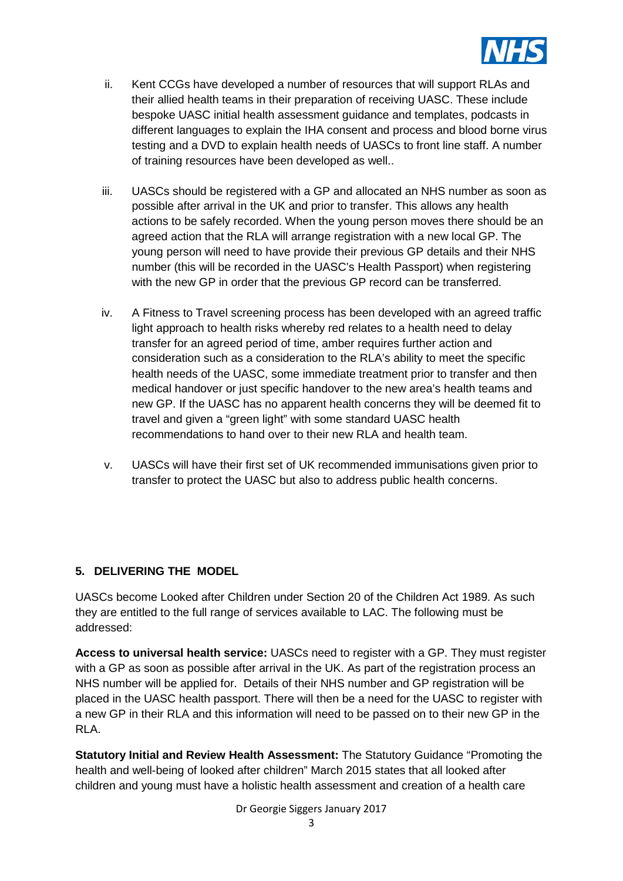ii. Kent CCGs have developed a number of resources that will support RLAs and their allied health teams in their preparation of receiving UASC. These include bespoke UASC initial health assessment guidance and templates, podcasts in different languages to explain the IHA consent and process and blood borne virus testing and a DVD to explain health needs of UASCs to front line staff. A number of training resources have been developed as well..

iii. UASCs should be registered with a GP and allocated an NHS number as soon as possible after arrival in the UK and prior to transfer. This allows any health actions to be safely recorded. When the young person moves there should be an agreed action that the RLA will arrange registration with a new local GP. The young person will need to have provide their previous GP details and their NHS number (this will be recorded in the UASC's Health Passport) when registering with the new GP in order that the previous GP record can be transferred.

iv. A Fitness to Travel screening process has been developed with an agreed traffic light approach to health risks whereby red relates to a health need to delay transfer for an agreed period of time, amber requires further action and consideration such as a consideration to the RLA's ability to meet the specific health needs of the UASC, some immediate treatment prior to transfer and then medical handover or just specific handover to the new area's health teams and new GP. If the UASC has no apparent health concerns they will be deemed fit to travel and given a "green light" with some standard UASC health recommendations to hand over to their new RLA and health team.

v. UASCs will have their first set of UK recommended immunisations given prior to transfer to protect the UASC but also to address public health concerns.

## 5. DELIVERING THE MODEL

UASCs become Looked after Children under Section 20 of the Children Act 1989. As such they are entitled to the full range of services available to LAC. The following must be addressed:

**Access to universal health service:** UASCs need to register with a GP. They must register with a GP as soon as possible after arrival in the UK. As part of the registration process an NHS number will be applied for. Details of their NHS number and GP registration will be placed in the UASC health passport. There will then be a need for the UASC to register with a new GP in their RLA and this information will need to be passed on to their new GP in the RLA.

**Statutory Initial and Review Health Assessment:** The Statutory Guidance "Promoting the health and well-being of looked after children" March 2015 states that all looked after children and young must have a holistic health assessment and creation of a health care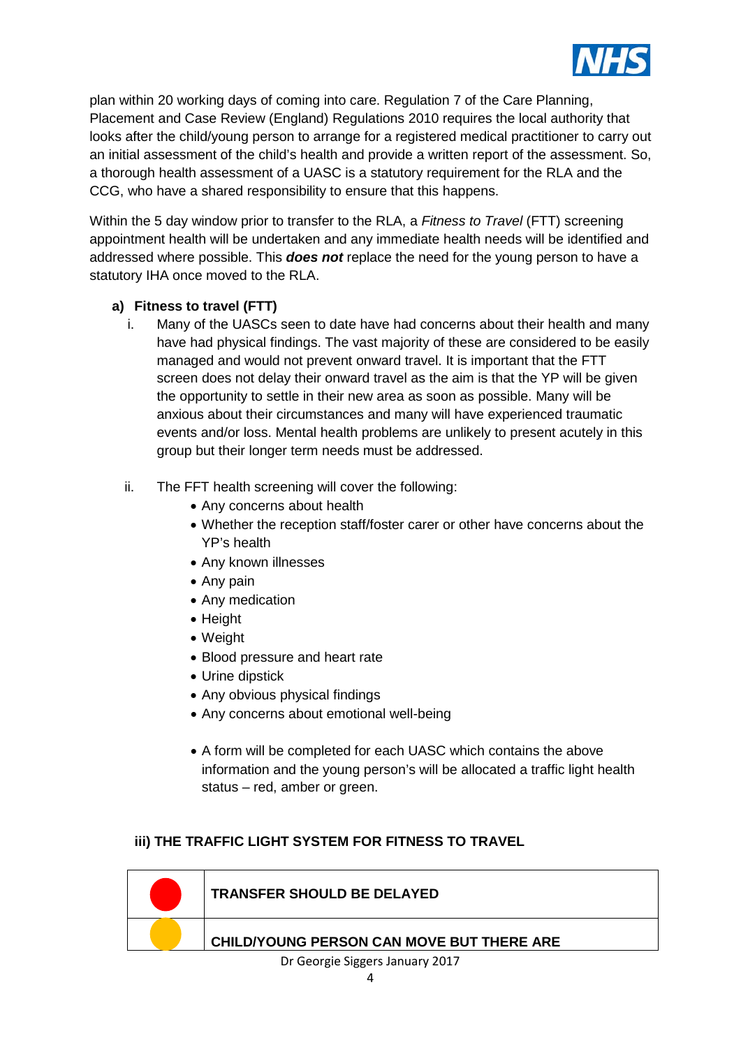plan within 20 working days of coming into care. Regulation 7 of the Care Planning, Placement and Case Review (England) Regulations 2010 requires the local authority that looks after the child/young person to arrange for a registered medical practitioner to carry out an initial assessment of the child's health and provide a written report of the assessment. So, a thorough health assessment of a UASC is a statutory requirement for the RLA and the CCG, who have a shared responsibility to ensure that this happens.

Within the 5 day window prior to transfer to the RLA, a *Fitness to Travel* (FTT) screening appointment health will be undertaken and any immediate health needs will be identified and addressed where possible. This ***does not*** replace the need for the young person to have a statutory IHA once moved to the RLA.

**a) Fitness to travel (FTT)**

i. Many of the UASCs seen to date have had concerns about their health and many have had physical findings. The vast majority of these are considered to be easily managed and would not prevent onward travel. It is important that the FTT screen does not delay their onward travel as the aim is that the YP will be given the opportunity to settle in their new area as soon as possible. Many will be anxious about their circumstances and many will have experienced traumatic events and/or loss. Mental health problems are unlikely to present acutely in this group but their longer term needs must be addressed.

ii. The FFT health screening will cover the following:
   - Any concerns about health
   - Whether the reception staff/foster carer or other have concerns about the YP's health
   - Any known illnesses
   - Any pain
   - Any medication
   - Height
   - Weight
   - Blood pressure and heart rate
   - Urine dipstick
   - Any obvious physical findings
   - Any concerns about emotional well-being

   - A form will be completed for each UASC which contains the above information and the young person's will be allocated a traffic light health status – red, amber or green.

**iii) THE TRAFFIC LIGHT SYSTEM FOR FITNESS TO TRAVEL**

| | |
|---|---|
| Red | **TRANSFER SHOULD BE DELAYED** |
| Amber | **CHILD/YOUNG PERSON CAN MOVE BUT THERE ARE** |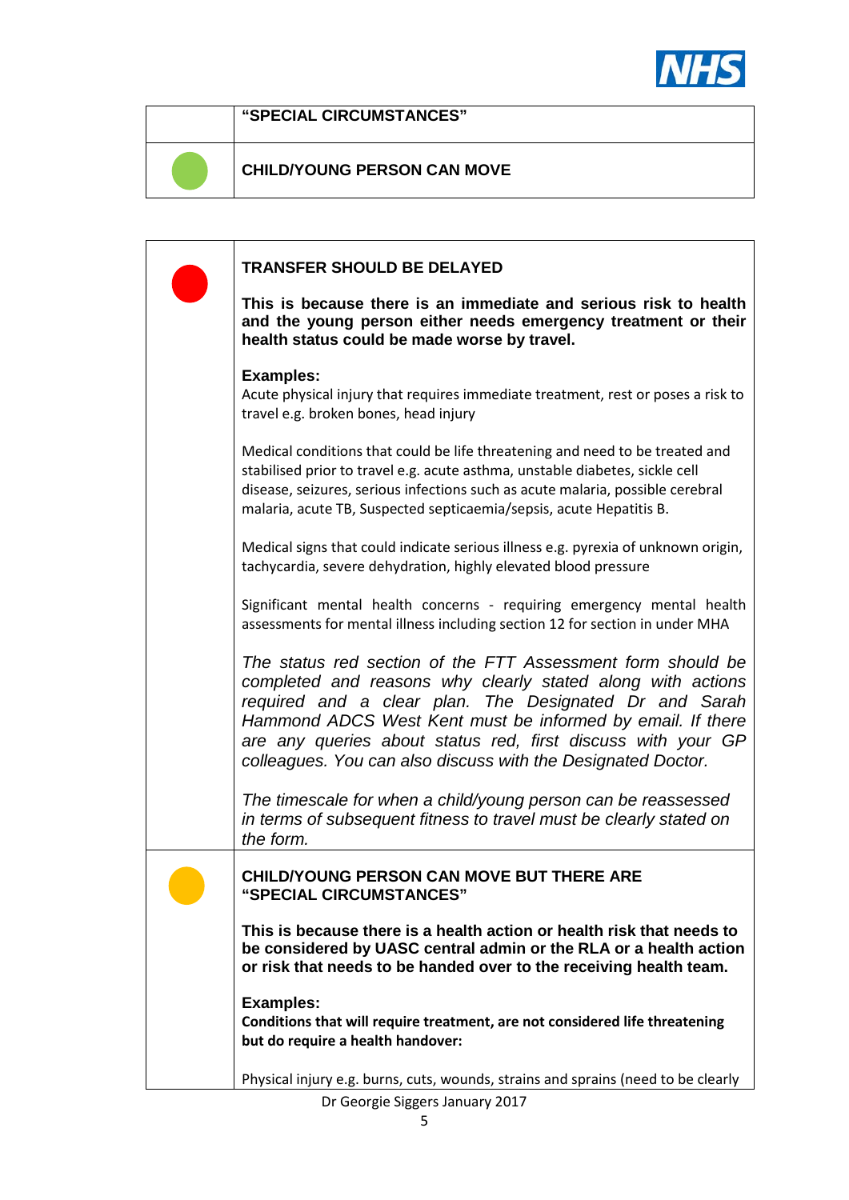| | "SPECIAL CIRCUMSTANCES" |
|---|---|
| 🟢 | **CHILD/YOUNG PERSON CAN MOVE** |

| | |
|---|---|
| 🔴 | **TRANSFER SHOULD BE DELAYED**<br><br>**This is because there is an immediate and serious risk to health and the young person either needs emergency treatment or their health status could be made worse by travel.**<br><br>**Examples:**<br>Acute physical injury that requires immediate treatment, rest or poses a risk to travel e.g. broken bones, head injury<br><br>Medical conditions that could be life threatening and need to be treated and stabilised prior to travel e.g. acute asthma, unstable diabetes, sickle cell disease, seizures, serious infections such as acute malaria, possible cerebral malaria, acute TB, Suspected septicaemia/sepsis, acute Hepatitis B.<br><br>Medical signs that could indicate serious illness e.g. pyrexia of unknown origin, tachycardia, severe dehydration, highly elevated blood pressure<br><br>Significant mental health concerns - requiring emergency mental health assessments for mental illness including section 12 for section in under MHA<br><br>*The status red section of the FTT Assessment form should be completed and reasons why clearly stated along with actions required and a clear plan. The Designated Dr and Sarah Hammond ADCS West Kent must be informed by email. If there are any queries about status red, first discuss with your GP colleagues. You can also discuss with the Designated Doctor.*<br><br>*The timescale for when a child/young person can be reassessed in terms of subsequent fitness to travel must be clearly stated on the form.* |
| 🟡 | **CHILD/YOUNG PERSON CAN MOVE BUT THERE ARE "SPECIAL CIRCUMSTANCES"**<br><br>**This is because there is a health action or health risk that needs to be considered by UASC central admin or the RLA or a health action or risk that needs to be handed over to the receiving health team.**<br><br>**Examples:**<br>**Conditions that will require treatment, are not considered life threatening but do require a health handover:**<br><br>Physical injury e.g. burns, cuts, wounds, strains and sprains (need to be clearly |

Dr Georgie Siggers January 2017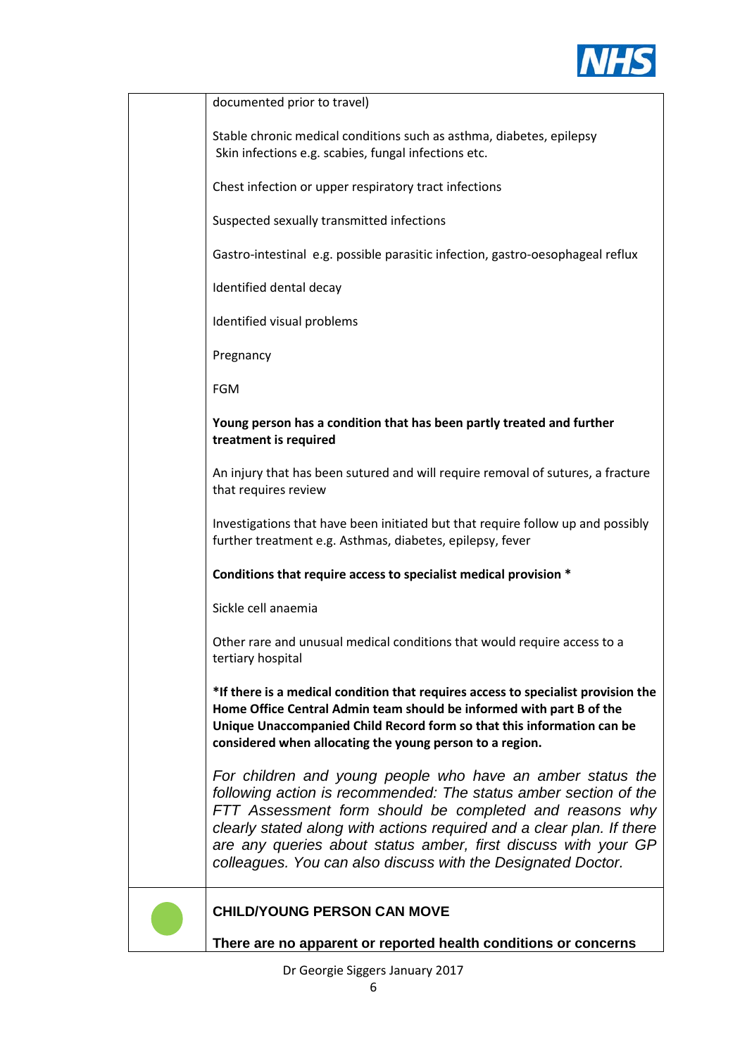| | |
|---|---|
| | documented prior to travel)<br><br>Stable chronic medical conditions such as asthma, diabetes, epilepsy<br>Skin infections e.g. scabies, fungal infections etc.<br><br>Chest infection or upper respiratory tract infections<br><br>Suspected sexually transmitted infections<br><br>Gastro-intestinal e.g. possible parasitic infection, gastro-oesophageal reflux<br><br>Identified dental decay<br><br>Identified visual problems<br><br>Pregnancy<br><br>FGM<br><br>**Young person has a condition that has been partly treated and further treatment is required**<br><br>An injury that has been sutured and will require removal of sutures, a fracture that requires review<br><br>Investigations that have been initiated but that require follow up and possibly further treatment e.g. Asthmas, diabetes, epilepsy, fever<br><br>**Conditions that require access to specialist medical provision ***<br><br>Sickle cell anaemia<br><br>Other rare and unusual medical conditions that would require access to a tertiary hospital<br><br>***If there is a medical condition that requires access to specialist provision the Home Office Central Admin team should be informed with part B of the Unique Unaccompanied Child Record form so that this information can be considered when allocating the young person to a region.**<br><br>*For children and young people who have an amber status the following action is recommended: The status amber section of the FTT Assessment form should be completed and reasons why clearly stated along with actions required and a clear plan. If there are any queries about status amber, first discuss with your GP colleagues. You can also discuss with the Designated Doctor.* |
| (green) | **CHILD/YOUNG PERSON CAN MOVE**<br><br>**There are no apparent or reported health conditions or concerns** |

Dr Georgie Siggers January 2017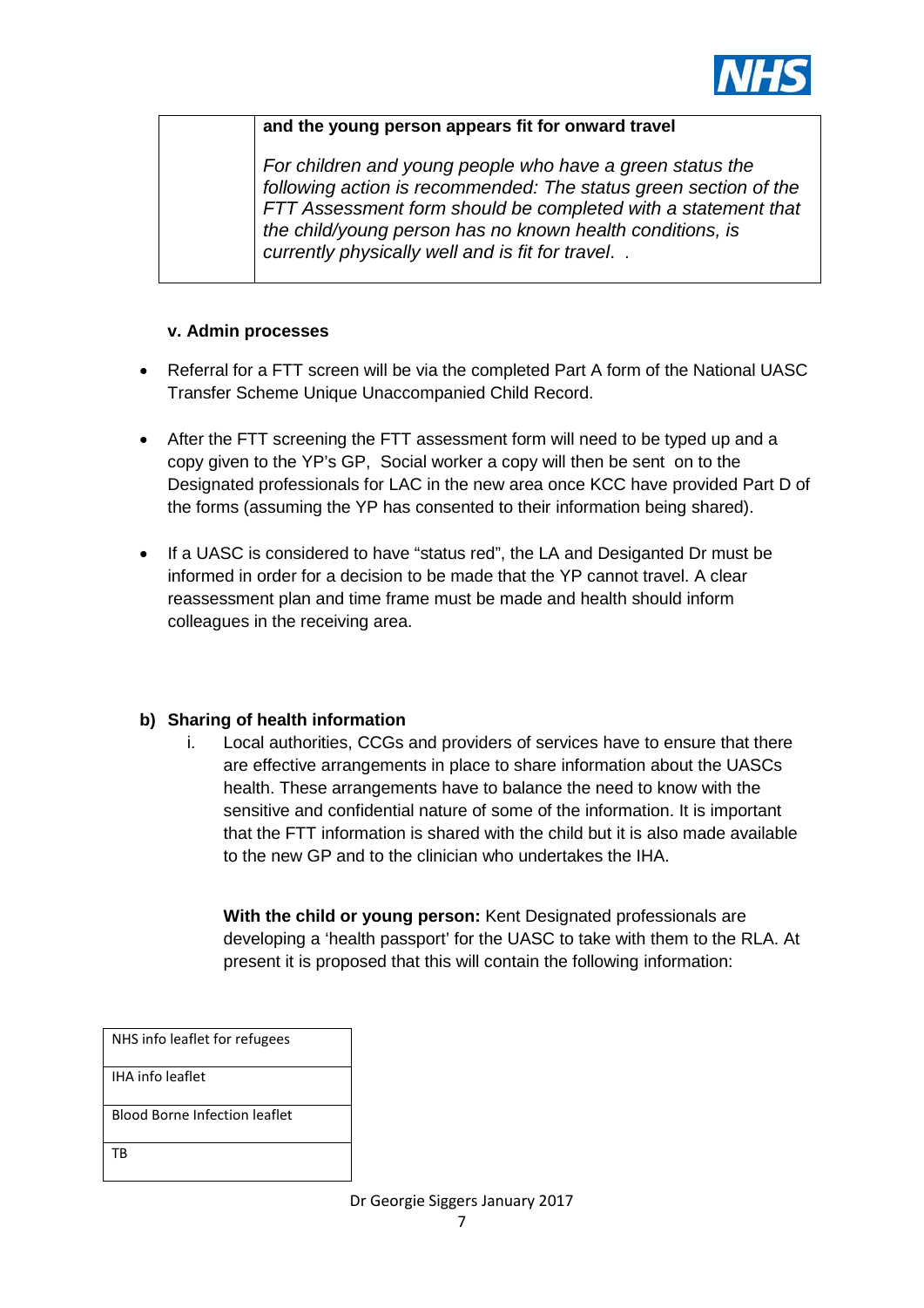| | **and the young person appears fit for onward travel**<br><br>*For children and young people who have a green status the following action is recommended: The status green section of the FTT Assessment form should be completed with a statement that the child/young person has no known health conditions, is currently physically well and is fit for travel. .* |
|---|---|

**v. Admin processes**

- Referral for a FTT screen will be via the completed Part A form of the National UASC Transfer Scheme Unique Unaccompanied Child Record.
- After the FTT screening the FTT assessment form will need to be typed up and a copy given to the YP's GP, Social worker a copy will then be sent on to the Designated professionals for LAC in the new area once KCC have provided Part D of the forms (assuming the YP has consented to their information being shared).
- If a UASC is considered to have "status red", the LA and Desiganted Dr must be informed in order for a decision to be made that the YP cannot travel. A clear reassessment plan and time frame must be made and health should inform colleagues in the receiving area.

**b) Sharing of health information**

i. Local authorities, CCGs and providers of services have to ensure that there are effective arrangements in place to share information about the UASCs health. These arrangements have to balance the need to know with the sensitive and confidential nature of some of the information. It is important that the FTT information is shared with the child but it is also made available to the new GP and to the clinician who undertakes the IHA.

**With the child or young person:** Kent Designated professionals are developing a 'health passport' for the UASC to take with them to the RLA. At present it is proposed that this will contain the following information:

| NHS info leaflet for refugees |
|---|
| IHA info leaflet |
| Blood Borne Infection leaflet |
| TB |

Dr Georgie Siggers January 2017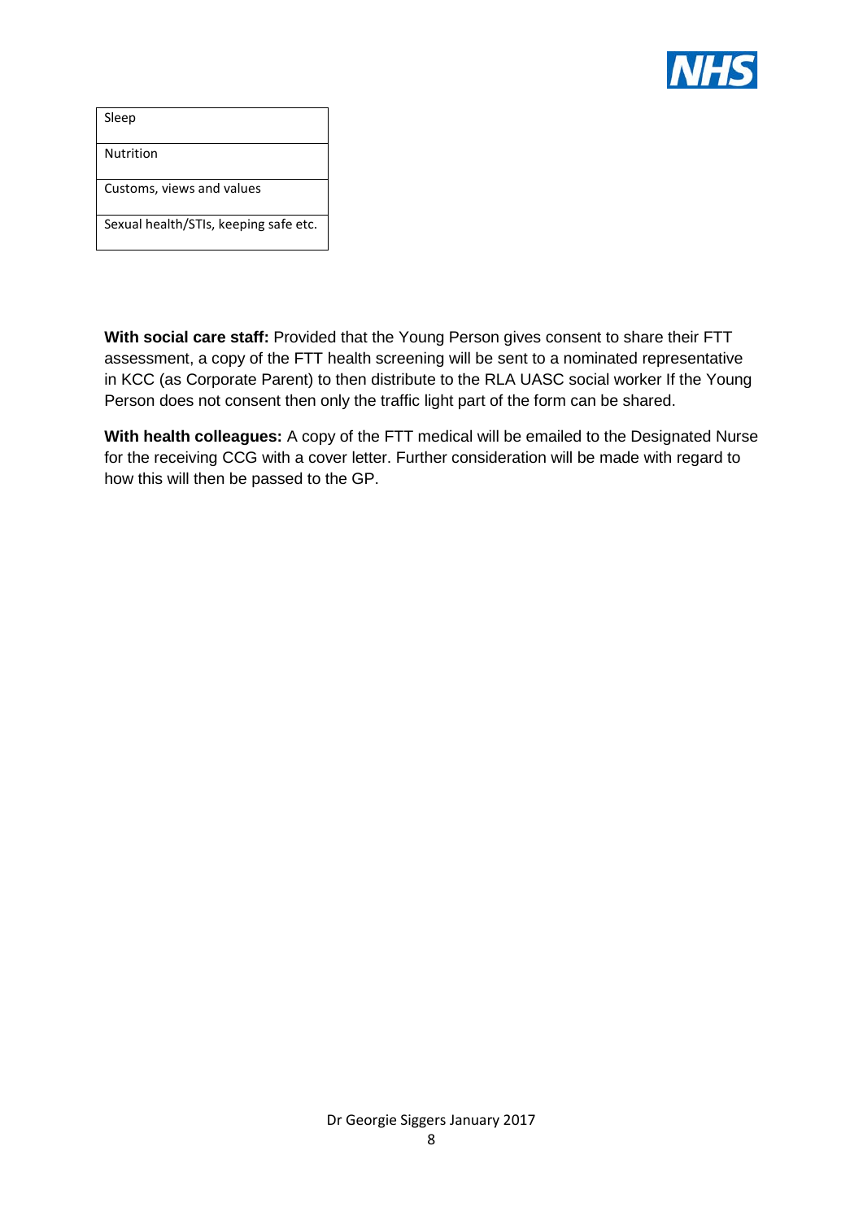| |
|---|
| Sleep |
| Nutrition |
| Customs, views and values |
| Sexual health/STIs, keeping safe etc. |

**With social care staff:** Provided that the Young Person gives consent to share their FTT assessment, a copy of the FTT health screening will be sent to a nominated representative in KCC (as Corporate Parent) to then distribute to the RLA UASC social worker If the Young Person does not consent then only the traffic light part of the form can be shared.

**With health colleagues:** A copy of the FTT medical will be emailed to the Designated Nurse for the receiving CCG with a cover letter. Further consideration will be made with regard to how this will then be passed to the GP.